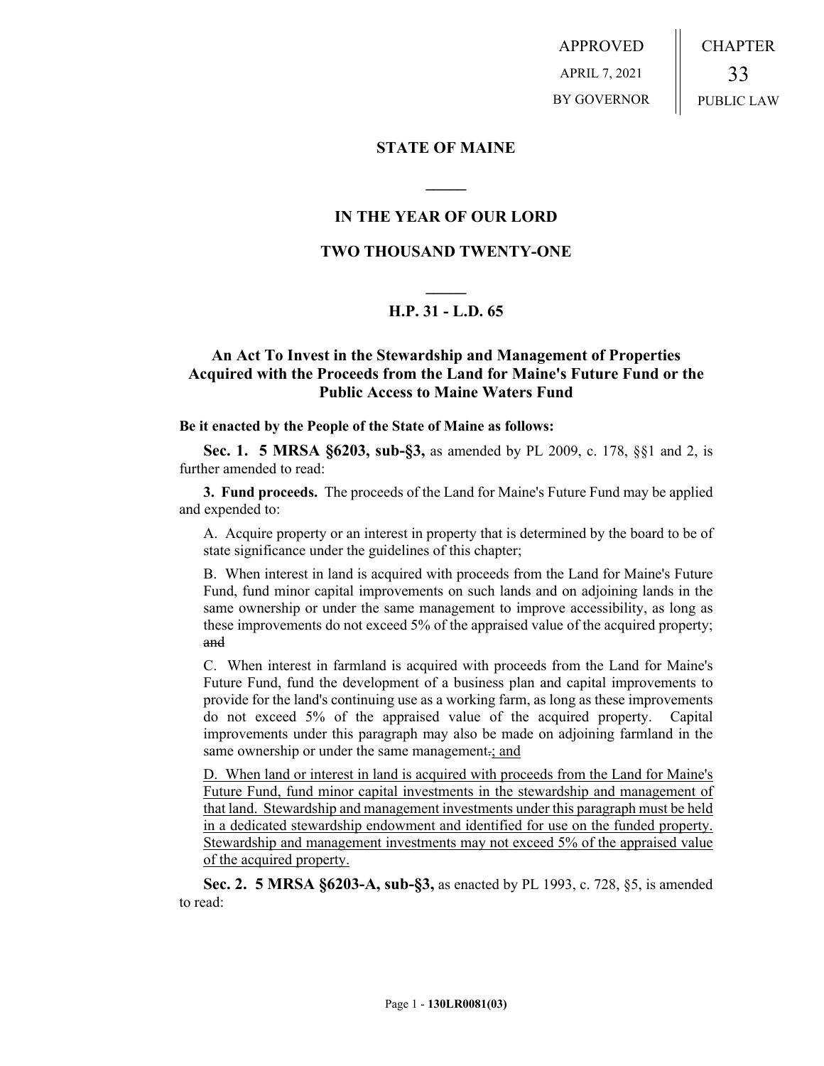APPROVED
APRIL 7, 2021
BY GOVERNOR

CHAPTER
33
PUBLIC LAW

**STATE OF MAINE**

**IN THE YEAR OF OUR LORD**

**TWO THOUSAND TWENTY-ONE**

**H.P. 31 - L.D. 65**

## An Act To Invest in the Stewardship and Management of Properties Acquired with the Proceeds from the Land for Maine's Future Fund or the Public Access to Maine Waters Fund

**Be it enacted by the People of the State of Maine as follows:**

**Sec. 1. 5 MRSA §6203, sub-§3,** as amended by PL 2009, c. 178, §§1 and 2, is further amended to read:

**3. Fund proceeds.** The proceeds of the Land for Maine's Future Fund may be applied and expended to:

A. Acquire property or an interest in property that is determined by the board to be of state significance under the guidelines of this chapter;

B. When interest in land is acquired with proceeds from the Land for Maine's Future Fund, fund minor capital improvements on such lands and on adjoining lands in the same ownership or under the same management to improve accessibility, as long as these improvements do not exceed 5% of the appraised value of the acquired property; ~~and~~

C. When interest in farmland is acquired with proceeds from the Land for Maine's Future Fund, fund the development of a business plan and capital improvements to provide for the land's continuing use as a working farm, as long as these improvements do not exceed 5% of the appraised value of the acquired property. Capital improvements under this paragraph may also be made on adjoining farmland in the same ownership or under the same management~~.~~<u>; and</u>

<u>D. When land or interest in land is acquired with proceeds from the Land for Maine's Future Fund, fund minor capital investments in the stewardship and management of that land. Stewardship and management investments under this paragraph must be held in a dedicated stewardship endowment and identified for use on the funded property. Stewardship and management investments may not exceed 5% of the appraised value of the acquired property.</u>

**Sec. 2. 5 MRSA §6203-A, sub-§3,** as enacted by PL 1993, c. 728, §5, is amended to read: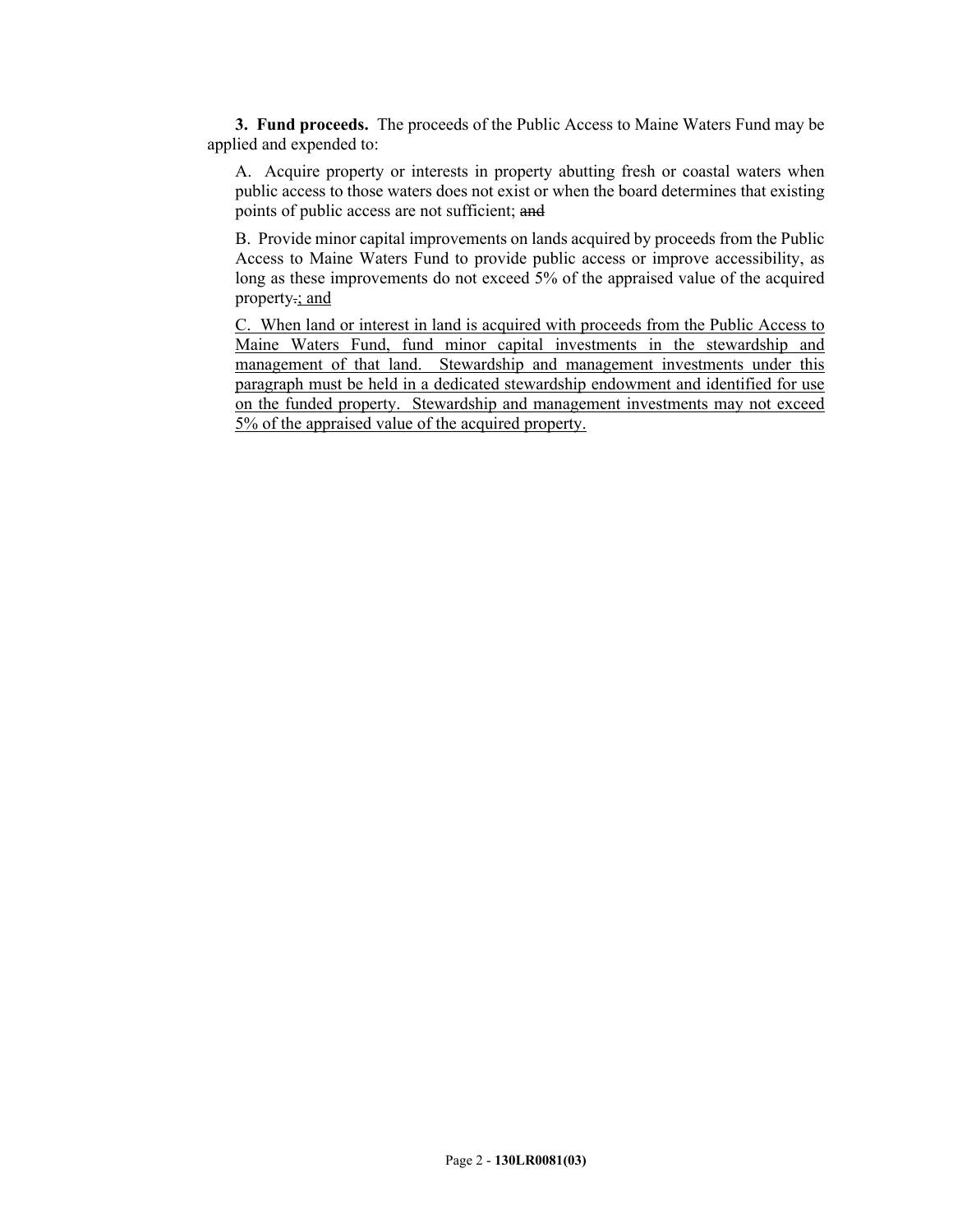**3. Fund proceeds.** The proceeds of the Public Access to Maine Waters Fund may be applied and expended to:

A. Acquire property or interests in property abutting fresh or coastal waters when public access to those waters does not exist or when the board determines that existing points of public access are not sufficient; ~~and~~

B. Provide minor capital improvements on lands acquired by proceeds from the Public Access to Maine Waters Fund to provide public access or improve accessibility, as long as these improvements do not exceed 5% of the appraised value of the acquired property~~.~~<u>; and</u>

<u>C. When land or interest in land is acquired with proceeds from the Public Access to Maine Waters Fund, fund minor capital investments in the stewardship and management of that land. Stewardship and management investments under this paragraph must be held in a dedicated stewardship endowment and identified for use on the funded property. Stewardship and management investments may not exceed 5% of the appraised value of the acquired property.</u>